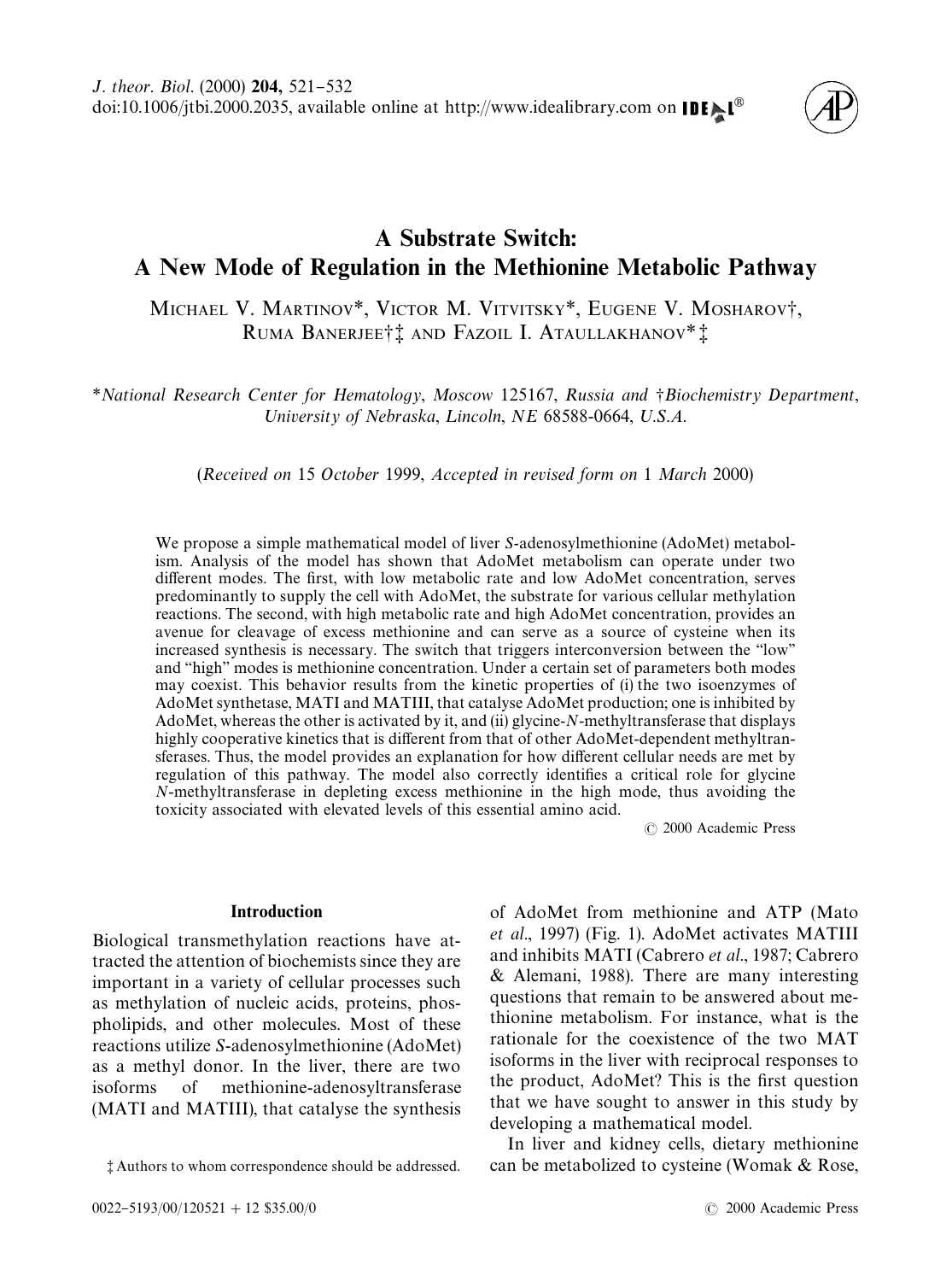# A Substrate Switch: A New Mode of Regulation in the Methionine Metabolic Pathway

MICHAEL V. MARTINOV*, VICTOR M. VITVITSKY*, EUGENE V. MOSHAROV†, RUMA BANERJEE†‡ AND FAZOIL I. ATAULLAKHANOV*‡

*National Research Center for Hematology, Moscow 125167, Russia and †Biochemistry Department, University of Nebraska, Lincoln, NE 68588-0664, U.S.A.

(*Received on 15 October 1999, Accepted in revised form on 1 March 2000*)

We propose a simple mathematical model of liver S-adenosylmethionine (AdoMet) metabolism. Analysis of the model has shown that AdoMet metabolism can operate under two different modes. The first, with low metabolic rate and low AdoMet concentration, serves predominantly to supply the cell with AdoMet, the substrate for various cellular methylation reactions. The second, with high metabolic rate and high AdoMet concentration, provides an avenue for cleavage of excess methionine and can serve as a source of cysteine when its increased synthesis is necessary. The switch that triggers interconversion between the "low" and "high" modes is methionine concentration. Under a certain set of parameters both modes may coexist. This behavior results from the kinetic properties of (i) the two isoenzymes of AdoMet synthetase, MATI and MATIII, that catalyse AdoMet production; one is inhibited by AdoMet, whereas the other is activated by it, and (ii) glycine-N-methyltransferase that displays highly cooperative kinetics that is different from that of other AdoMet-dependent methyltransferases. Thus, the model provides an explanation for how different cellular needs are met by regulation of this pathway. The model also correctly identifies a critical role for glycine N-methyltransferase in depleting excess methionine in the high mode, thus avoiding the toxicity associated with elevated levels of this essential amino acid.

© 2000 Academic Press

## Introduction

Biological transmethylation reactions have attracted the attention of biochemists since they are important in a variety of cellular processes such as methylation of nucleic acids, proteins, phospholipids, and other molecules. Most of these reactions utilize S-adenosylmethionine (AdoMet) as a methyl donor. In the liver, there are two isoforms of methionine-adenosyltransferase (MATI and MATIII), that catalyse the synthesis of AdoMet from methionine and ATP (Mato *et al*., 1997) (Fig. 1). AdoMet activates MATIII and inhibits MATI (Cabrero *et al*., 1987; Cabrero & Alemani, 1988). There are many interesting questions that remain to be answered about methionine metabolism. For instance, what is the rationale for the coexistence of the two MAT isoforms in the liver with reciprocal responses to the product, AdoMet? This is the first question that we have sought to answer in this study by developing a mathematical model.

In liver and kidney cells, dietary methionine can be metabolized to cysteine (Womak & Rose,

‡ Authors to whom correspondence should be addressed.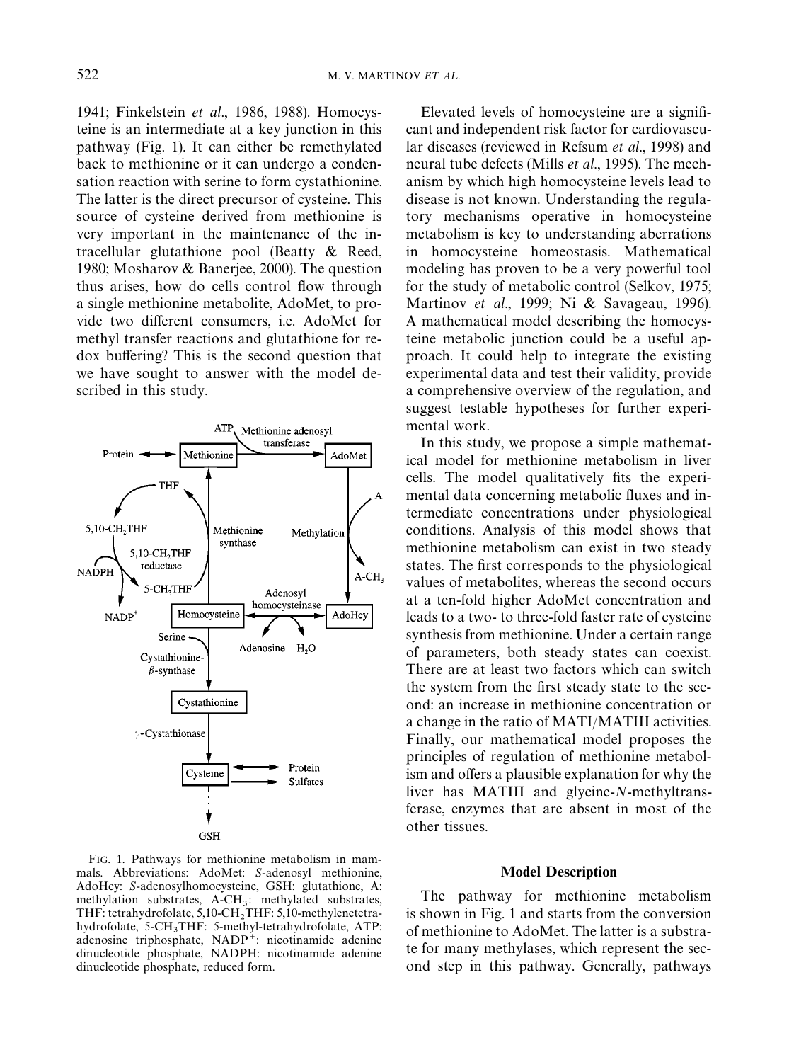1941; Finkelstein *et al*., 1986, 1988). Homocysteine is an intermediate at a key junction in this pathway (Fig. 1). It can either be remethylated back to methionine or it can undergo a condensation reaction with serine to form cystathionine. The latter is the direct precursor of cysteine. This source of cysteine derived from methionine is very important in the maintenance of the intracellular glutathione pool (Beatty & Reed, 1980; Mosharov & Banerjee, 2000). The question thus arises, how do cells control flow through a single methionine metabolite, AdoMet, to provide two different consumers, i.e. AdoMet for methyl transfer reactions and glutathione for redox buffering? This is the second question that we have sought to answer with the model described in this study.

FIG. 1. Pathways for methionine metabolism in mammals. Abbreviations: AdoMet: S-adenosyl methionine, AdoHcy: S-adenosylhomocysteine, GSH: glutathione, A: methylation substrates, $A\text{-}CH_3$: methylated substrates, THF: tetrahydrofolate, 5,10-$CH_2$THF: 5,10-methylenetetrahydrofolate, 5-$CH_3$THF: 5-methyl-tetrahydrofolate, ATP: adenosine triphosphate, $NADP^+$: nicotinamide adenine dinucleotide phosphate, NADPH: nicotinamide adenine dinucleotide phosphate, reduced form.

Elevated levels of homocysteine are a significant and independent risk factor for cardiovascular diseases (reviewed in Refsum *et al*., 1998) and neural tube defects (Mills *et al*., 1995). The mechanism by which high homocysteine levels lead to disease is not known. Understanding the regulatory mechanisms operative in homocysteine metabolism is key to understanding aberrations in homocysteine homeostasis. Mathematical modeling has proven to be a very powerful tool for the study of metabolic control (Selkov, 1975; Martinov *et al*., 1999; Ni & Savageau, 1996). A mathematical model describing the homocysteine metabolic junction could be a useful approach. It could help to integrate the existing experimental data and test their validity, provide a comprehensive overview of the regulation, and suggest testable hypotheses for further experimental work.

In this study, we propose a simple mathematical model for methionine metabolism in liver cells. The model qualitatively fits the experimental data concerning metabolic fluxes and intermediate concentrations under physiological conditions. Analysis of this model shows that methionine metabolism can exist in two steady states. The first corresponds to the physiological values of metabolites, whereas the second occurs at a ten-fold higher AdoMet concentration and leads to a two- to three-fold faster rate of cysteine synthesis from methionine. Under a certain range of parameters, both steady states can coexist. There are at least two factors which can switch the system from the first steady state to the second: an increase in methionine concentration or a change in the ratio of MATI/MATIII activities. Finally, our mathematical model proposes the principles of regulation of methionine metabolism and offers a plausible explanation for why the liver has MATIII and glycine-*N*-methyltransferase, enzymes that are absent in most of the other tissues.

## Model Description

The pathway for methionine metabolism is shown in Fig. 1 and starts from the conversion of methionine to AdoMet. The latter is a substrate for many methylases, which represent the second step in this pathway. Generally, pathways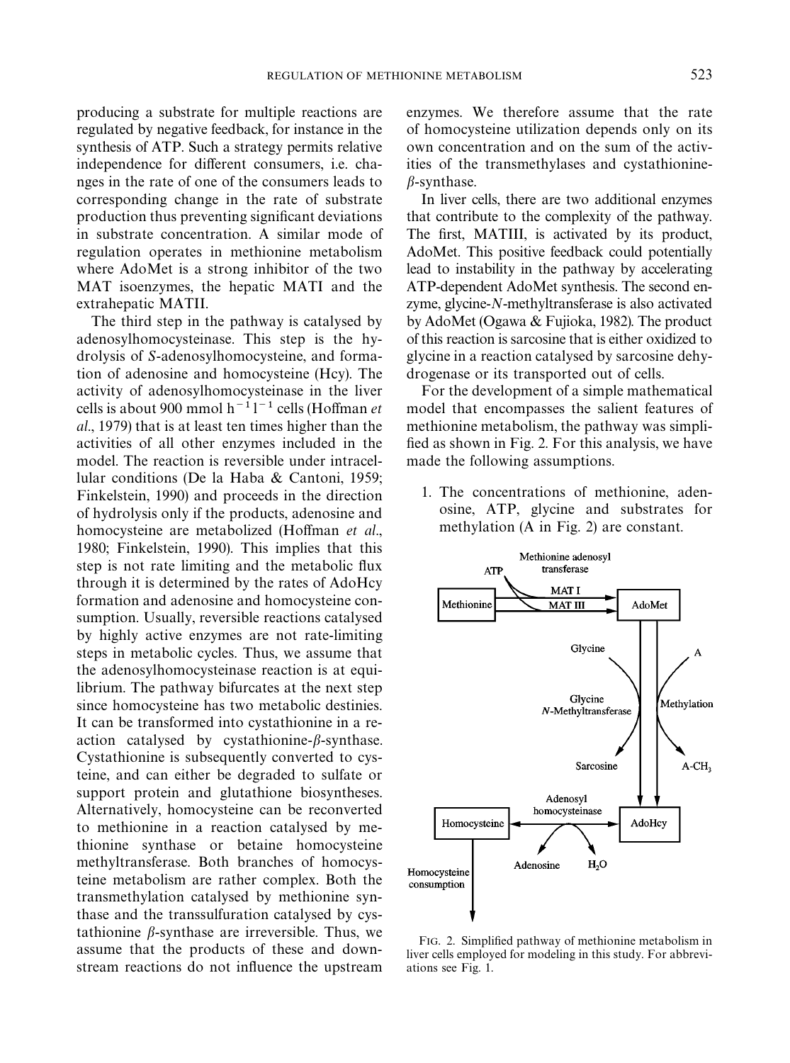producing a substrate for multiple reactions are regulated by negative feedback, for instance in the synthesis of ATP. Such a strategy permits relative independence for different consumers, i.e. changes in the rate of one of the consumers leads to corresponding change in the rate of substrate production thus preventing significant deviations in substrate concentration. A similar mode of regulation operates in methionine metabolism where AdoMet is a strong inhibitor of the two MAT isoenzymes, the hepatic MATI and the extrahepatic MATII.

The third step in the pathway is catalysed by adenosylhomocysteinase. This step is the hydrolysis of *S*-adenosylhomocysteine, and formation of adenosine and homocysteine (Hcy). The activity of adenosylhomocysteinase in the liver cells is about 900 mmol $h^{-1} l^{-1}$ cells (Hoffman *et al*., 1979) that is at least ten times higher than the activities of all other enzymes included in the model. The reaction is reversible under intracellular conditions (De la Haba & Cantoni, 1959; Finkelstein, 1990) and proceeds in the direction of hydrolysis only if the products, adenosine and homocysteine are metabolized (Hoffman *et al*., 1980; Finkelstein, 1990). This implies that this step is not rate limiting and the metabolic flux through it is determined by the rates of AdoHcy formation and adenosine and homocysteine consumption. Usually, reversible reactions catalysed by highly active enzymes are not rate-limiting steps in metabolic cycles. Thus, we assume that the adenosylhomocysteinase reaction is at equilibrium. The pathway bifurcates at the next step since homocysteine has two metabolic destinies. It can be transformed into cystathionine in a reaction catalysed by cystathionine-$\beta$-synthase. Cystathionine is subsequently converted to cysteine, and can either be degraded to sulfate or support protein and glutathione biosyntheses. Alternatively, homocysteine can be reconverted to methionine in a reaction catalysed by methionine synthase or betaine homocysteine methyltransferase. Both branches of homocysteine metabolism are rather complex. Both the transmethylation catalysed by methionine synthase and the transsulfuration catalysed by cystathionine $\beta$-synthase are irreversible. Thus, we assume that the products of these and downstream reactions do not influence the upstream enzymes. We therefore assume that the rate of homocysteine utilization depends only on its own concentration and on the sum of the activities of the transmethylases and cystathionine-$\beta$-synthase.

In liver cells, there are two additional enzymes that contribute to the complexity of the pathway. The first, MATIII, is activated by its product, AdoMet. This positive feedback could potentially lead to instability in the pathway by accelerating ATP-dependent AdoMet synthesis. The second enzyme, glycine-*N*-methyltransferase is also activated by AdoMet (Ogawa & Fujioka, 1982). The product of this reaction is sarcosine that is either oxidized to glycine in a reaction catalysed by sarcosine dehydrogenase or its transported out of cells.

For the development of a simple mathematical model that encompasses the salient features of methionine metabolism, the pathway was simplified as shown in Fig. 2. For this analysis, we have made the following assumptions.

1. The concentrations of methionine, adenosine, ATP, glycine and substrates for methylation (A in Fig. 2) are constant.

FIG. 2. Simplified pathway of methionine metabolism in liver cells employed for modeling in this study. For abbreviations see Fig. 1.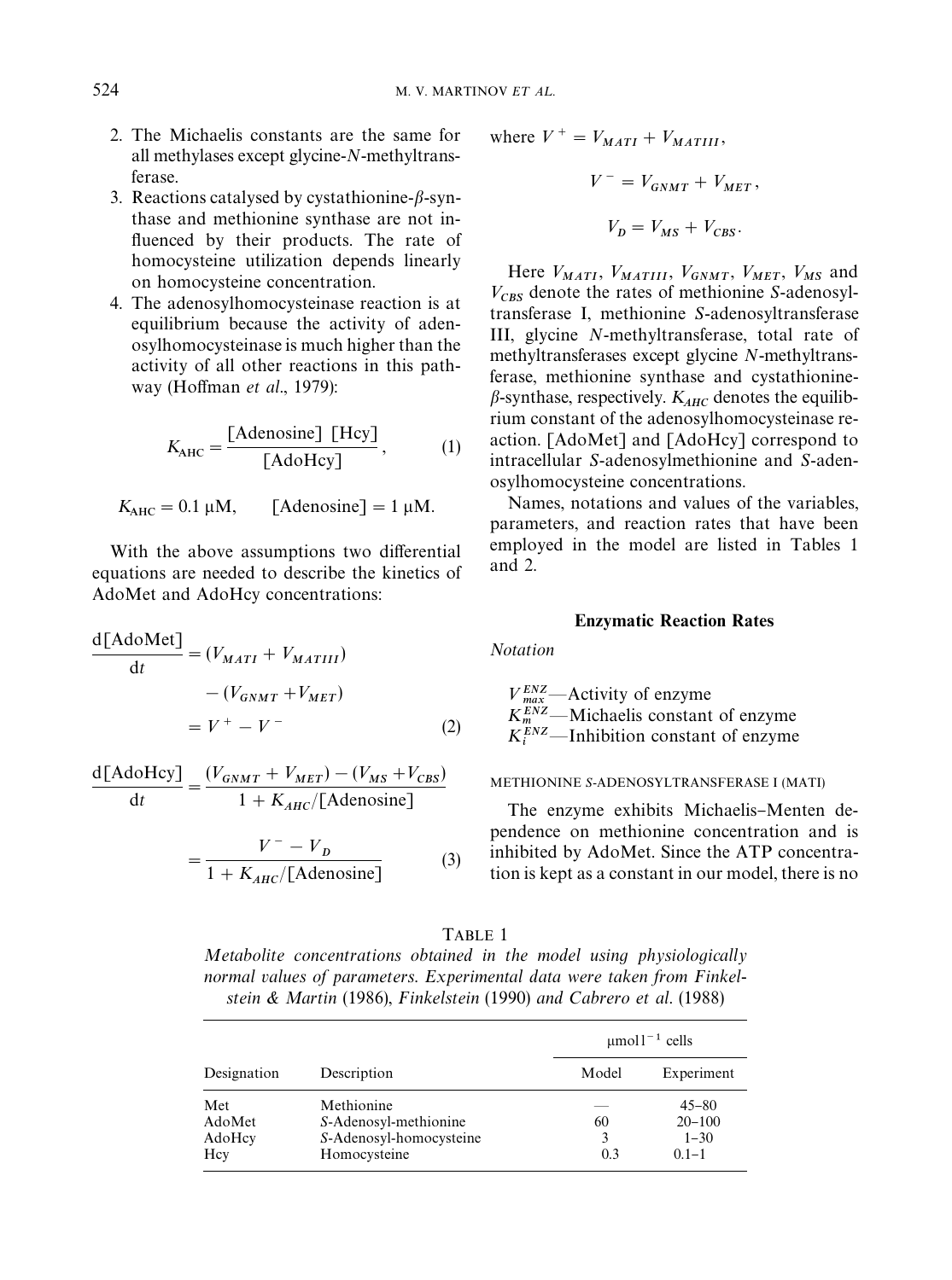2. The Michaelis constants are the same for all methylases except glycine-$N$-methyltransferase.
3. Reactions catalysed by cystathionine-$\beta$-synthase and methionine synthase are not influenced by their products. The rate of homocysteine utilization depends linearly on homocysteine concentration.
4. The adenosylhomocysteinase reaction is at equilibrium because the activity of adenosylhomocysteinase is much higher than the activity of all other reactions in this pathway (Hoffman *et al*., 1979):

$$K_{\mathrm{AHC}} = \frac{[\mathrm{Adenosine}]\ [\mathrm{Hcy}]}{[\mathrm{AdoHcy}]}, \tag{1}$$

$$K_{\mathrm{AHC}} = 0.1\ \mu\mathrm{M}, \qquad [\mathrm{Adenosine}] = 1\ \mu\mathrm{M}.$$

With the above assumptions two differential equations are needed to describe the kinetics of AdoMet and AdoHcy concentrations:

$$\frac{\mathrm{d}[\mathrm{AdoMet}]}{\mathrm{d}t} = (V_{MATI} + V_{MATIII}) - (V_{GNMT} + V_{MET}) = V^{+} - V^{-} \tag{2}$$

$$\frac{\mathrm{d}[\mathrm{AdoHcy}]}{\mathrm{d}t} = \frac{(V_{GNMT} + V_{MET}) - (V_{MS} + V_{CBS})}{1 + K_{AHC}/[\mathrm{Adenosine}]} = \frac{V^{-} - V_{D}}{1 + K_{AHC}/[\mathrm{Adenosine}]} \tag{3}$$

where $V^{+} = V_{MATI} + V_{MATIII}$,

$$V^{-} = V_{GNMT} + V_{MET},$$

$$V_{D} = V_{MS} + V_{CBS}.$$

Here $V_{MATI}$, $V_{MATIII}$, $V_{GNMT}$, $V_{MET}$, $V_{MS}$ and $V_{CBS}$ denote the rates of methionine $S$-adenosyltransferase I, methionine $S$-adenosyltransferase III, glycine $N$-methyltransferase, total rate of methyltransferases except glycine $N$-methyltransferase, methionine synthase and cystathionine-$\beta$-synthase, respectively. $K_{AHC}$ denotes the equilibrium constant of the adenosylhomocysteinase reaction. [AdoMet] and [AdoHcy] correspond to intracellular $S$-adenosylmethionine and $S$-adenosylhomocysteine concentrations.

Names, notations and values of the variables, parameters, and reaction rates that have been employed in the model are listed in Tables 1 and 2.

## Enzymatic Reaction Rates

*Notation*

$V_{max}^{ENZ}$—Activity of enzyme
$K_{m}^{ENZ}$—Michaelis constant of enzyme
$K_{i}^{ENZ}$—Inhibition constant of enzyme

### METHIONINE S-ADENOSYLTRANSFERASE I (MATI)

The enzyme exhibits Michaelis–Menten dependence on methionine concentration and is inhibited by AdoMet. Since the ATP concentration is kept as a constant in our model, there is no

TABLE 1
*Metabolite concentrations obtained in the model using physiologically normal values of parameters. Experimental data were taken from Finkelstein & Martin* (1986), *Finkelstein* (1990) *and Cabrero et al.* (1988)

| Designation | Description | $\mu$mol l$^{-1}$ cells | |
|---|---|---|---|
| | | Model | Experiment |
| Met | Methionine | — | 45–80 |
| AdoMet | $S$-Adenosyl-methionine | 60 | 20–100 |
| AdoHcy | $S$-Adenosyl-homocysteine | 3 | 1–30 |
| Hcy | Homocysteine | 0.3 | 0.1–1 |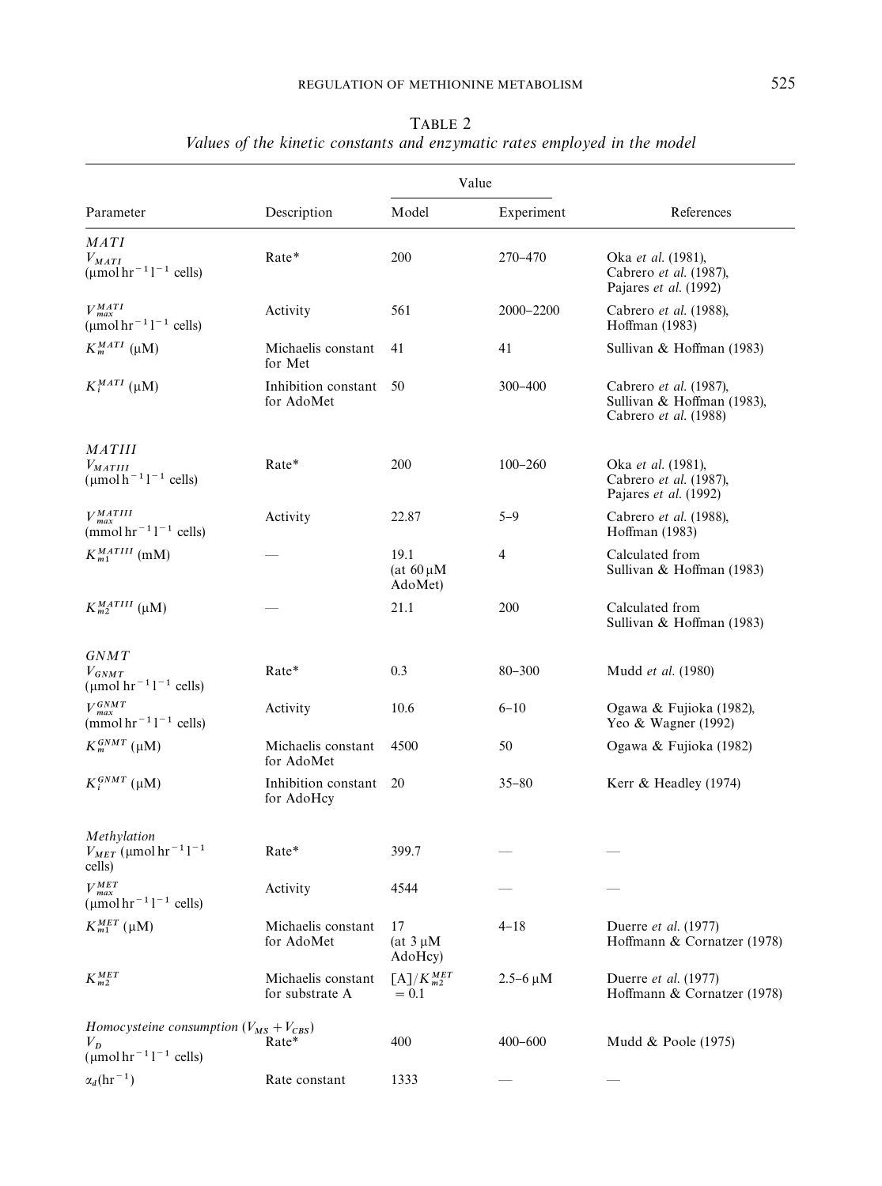TABLE 2

*Values of the kinetic constants and enzymatic rates employed in the model*

| Parameter | Description | Value | | References |
|---|---|---|---|---|
| | | Model | Experiment | |
| *MATI* | | | | |
| $V_{MATI}$ ($\mu$mol hr$^{-1}$ l$^{-1}$ cells) | Rate* | 200 | 270–470 | Oka *et al.* (1981), Cabrero *et al.* (1987), Pajares *et al.* (1992) |
| $V_{max}^{MATI}$ ($\mu$mol hr$^{-1}$ l$^{-1}$ cells) | Activity | 561 | 2000–2200 | Cabrero *et al.* (1988), Hoffman (1983) |
| $K_m^{MATI}$ ($\mu$M) | Michaelis constant for Met | 41 | 41 | Sullivan & Hoffman (1983) |
| $K_i^{MATI}$ ($\mu$M) | Inhibition constant for AdoMet | 50 | 300–400 | Cabrero *et al.* (1987), Sullivan & Hoffman (1983), Cabrero *et al.* (1988) |
| *MATIII* | | | | |
| $V_{MATIII}$ ($\mu$mol h$^{-1}$ l$^{-1}$ cells) | Rate* | 200 | 100–260 | Oka *et al.* (1981), Cabrero *et al.* (1987), Pajares *et al.* (1992) |
| $V_{max}^{MATIII}$ (mmol hr$^{-1}$ l$^{-1}$ cells) | Activity | 22.87 | 5–9 | Cabrero *et al.* (1988), Hoffman (1983) |
| $K_{m1}^{MATIII}$ (mM) | — | 19.1 (at 60 $\mu$M AdoMet) | 4 | Calculated from Sullivan & Hoffman (1983) |
| $K_{m2}^{MATIII}$ ($\mu$M) | — | 21.1 | 200 | Calculated from Sullivan & Hoffman (1983) |
| *GNMT* | | | | |
| $V_{GNMT}$ ($\mu$mol hr$^{-1}$ l$^{-1}$ cells) | Rate* | 0.3 | 80–300 | Mudd *et al.* (1980) |
| $V_{max}^{GNMT}$ (mmol hr$^{-1}$ l$^{-1}$ cells) | Activity | 10.6 | 6–10 | Ogawa & Fujioka (1982), Yeo & Wagner (1992) |
| $K_m^{GNMT}$ ($\mu$M) | Michaelis constant for AdoMet | 4500 | 50 | Ogawa & Fujioka (1982) |
| $K_i^{GNMT}$ ($\mu$M) | Inhibition constant for AdoHcy | 20 | 35–80 | Kerr & Headley (1974) |
| *Methylation* | | | | |
| $V_{MET}$ ($\mu$mol hr$^{-1}$ l$^{-1}$ cells) | Rate* | 399.7 | — | — |
| $V_{max}^{MET}$ ($\mu$mol hr$^{-1}$ l$^{-1}$ cells) | Activity | 4544 | — | — |
| $K_{m1}^{MET}$ ($\mu$M) | Michaelis constant for AdoMet | 17 (at 3 $\mu$M AdoHcy) | 4–18 | Duerre *et al.* (1977) Hoffmann & Cornatzer (1978) |
| $K_{m2}^{MET}$ | Michaelis constant for substrate A | $[A]/K_{m2}^{MET} = 0.1$ | 2.5–6 $\mu$M | Duerre *et al.* (1977) Hoffmann & Cornatzer (1978) |
| *Homocysteine consumption* ($V_{MS} + V_{CBS}$) | | | | |
| $V_D$ ($\mu$mol hr$^{-1}$ l$^{-1}$ cells) | Rate* | 400 | 400–600 | Mudd & Poole (1975) |
| $\alpha_d$ (hr$^{-1}$) | Rate constant | 1333 | — | — |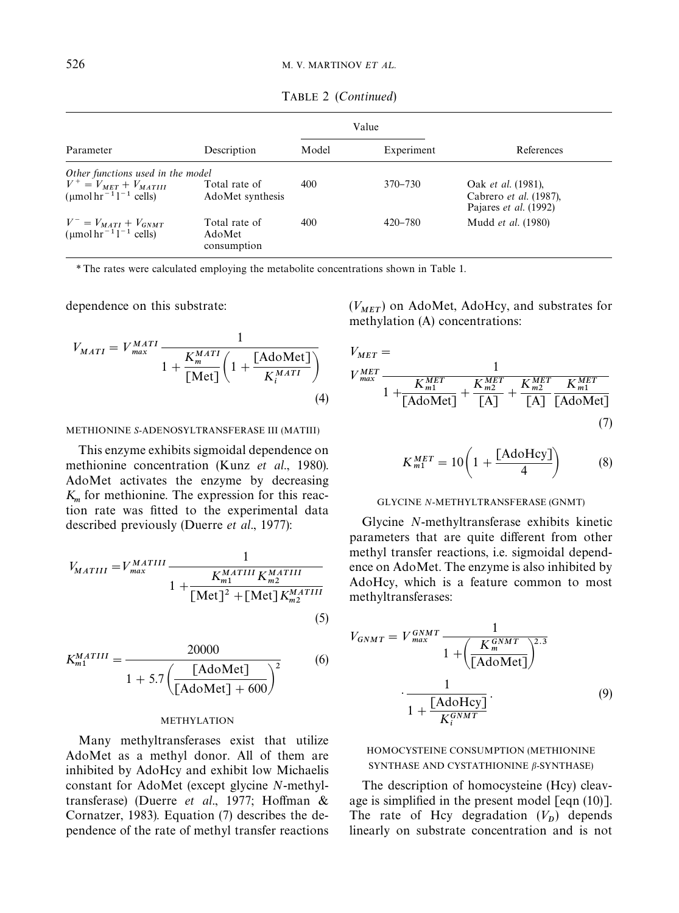TABLE 2 (*Continued*)

| Parameter | Description | Value | | References |
|---|---|---|---|---|
| | | Model | Experiment | |
| *Other functions used in the model* | | | | |
| $V^+ = V_{MET} + V_{MATIII}$ ($\mu$mol hr$^{-1}$ l$^{-1}$ cells) | Total rate of AdoMet synthesis | 400 | 370–730 | Oak *et al.* (1981), Cabrero *et al.* (1987), Pajares *et al.* (1992) |
| $V^- = V_{MATI} + V_{GNMT}$ ($\mu$mol hr$^{-1}$ l$^{-1}$ cells) | Total rate of AdoMet consumption | 400 | 420–780 | Mudd *et al.* (1980) |

* The rates were calculated employing the metabolite concentrations shown in Table 1.

dependence on this substrate:

$$V_{MATI} = V_{max}^{MATI} \frac{1}{1 + \dfrac{K_m^{MATI}}{[\text{Met}]}\left(1 + \dfrac{[\text{AdoMet}]}{K_i^{MATI}}\right)} \tag{4}$$

#### METHIONINE S-ADENOSYLTRANSFERASE III (MATIII)

This enzyme exhibits sigmoidal dependence on methionine concentration (Kunz *et al.*, 1980). AdoMet activates the enzyme by decreasing $K_m$ for methionine. The expression for this reaction rate was fitted to the experimental data described previously (Duerre *et al.*, 1977):

$$V_{MATIII} = V_{max}^{MATIII} \frac{1}{1 + \dfrac{K_{m1}^{MATIII} K_{m2}^{MATIII}}{[\text{Met}]^2 + [\text{Met}] K_{m2}^{MATIII}}} \tag{5}$$

$$K_{m1}^{MATIII} = \frac{20000}{1 + 5.7\left(\dfrac{[\text{AdoMet}]}{[\text{AdoMet}] + 600}\right)^2} \tag{6}$$

#### METHYLATION

Many methyltransferases exist that utilize AdoMet as a methyl donor. All of them are inhibited by AdoHcy and exhibit low Michaelis constant for AdoMet (except glycine *N*-methyltransferase) (Duerre *et al.*, 1977; Hoffman & Cornatzer, 1983). Equation (7) describes the dependence of the rate of methyl transfer reactions ($V_{MET}$) on AdoMet, AdoHcy, and substrates for methylation (A) concentrations:

$$V_{MET} = V_{max}^{MET} \frac{1}{1 + \dfrac{K_{m1}^{MET}}{[\text{AdoMet}]} + \dfrac{K_{m2}^{MET}}{[\text{A}]} + \dfrac{K_{m2}^{MET}}{[\text{A}]}\dfrac{K_{m1}^{MET}}{[\text{AdoMet}]}} \tag{7}$$

$$K_{m1}^{MET} = 10\left(1 + \frac{[\text{AdoHcy}]}{4}\right) \tag{8}$$

#### GLYCINE N-METHYLTRANSFERASE (GNMT)

Glycine *N*-methyltransferase exhibits kinetic parameters that are quite different from other methyl transfer reactions, i.e. sigmoidal dependence on AdoMet. The enzyme is also inhibited by AdoHcy, which is a feature common to most methyltransferases:

$$V_{GNMT} = V_{max}^{GNMT} \frac{1}{1 + \left(\dfrac{K_m^{GNMT}}{[\text{AdoMet}]}\right)^{2.3}} \cdot \frac{1}{1 + \dfrac{[\text{AdoHcy}]}{K_i^{GNMT}}}. \tag{9}$$

#### HOMOCYSTEINE CONSUMPTION (METHIONINE SYNTHASE AND CYSTATHIONINE β-SYNTHASE)

The description of homocysteine (Hcy) cleavage is simplified in the present model [eqn (10)]. The rate of Hcy degradation ($V_D$) depends linearly on substrate concentration and is not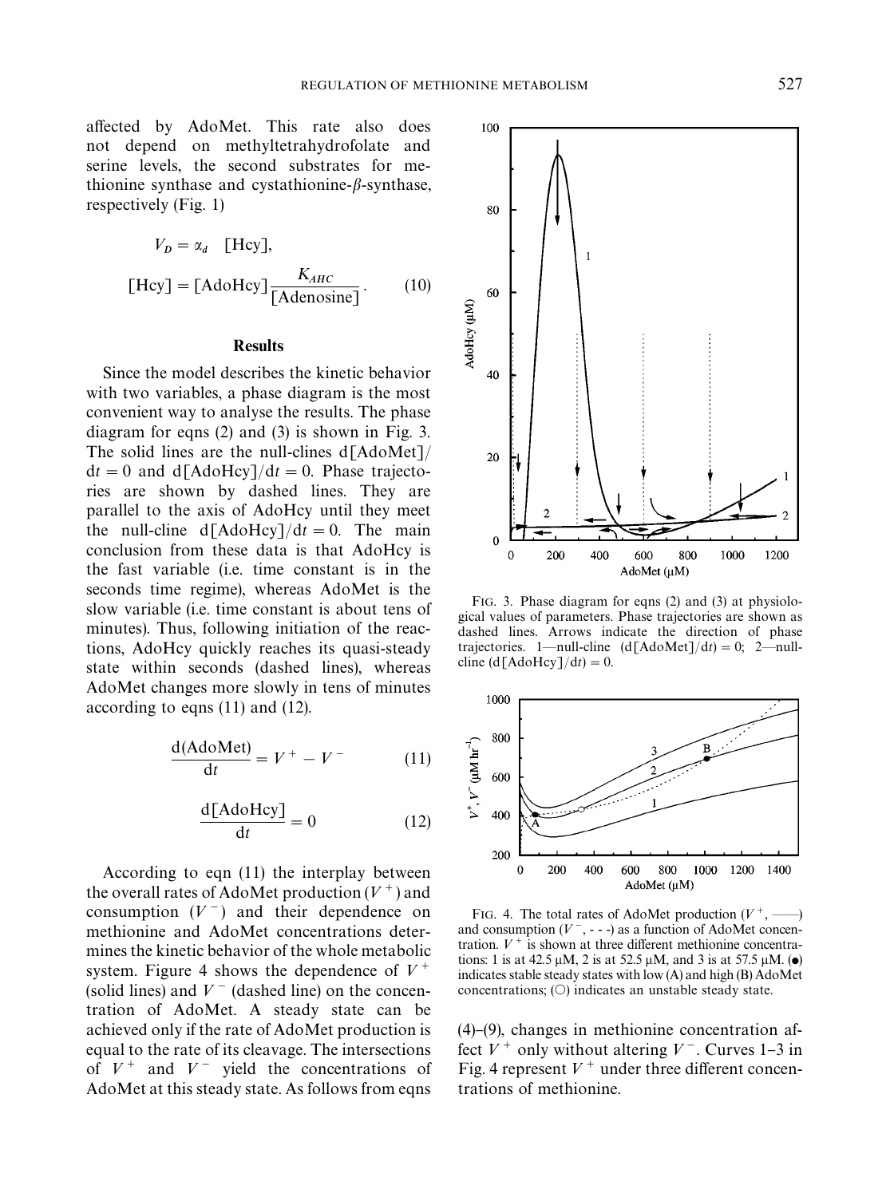affected by AdoMet. This rate also does not depend on methyltetrahydrofolate and serine levels, the second substrates for methionine synthase and cystathionine-$\beta$-synthase, respectively (Fig. 1)

$$V_D = \alpha_d \quad [\text{Hcy}],$$

$$[\text{Hcy}] = [\text{AdoHcy}]\frac{K_{AHC}}{[\text{Adenosine}]}. \qquad (10)$$

## Results

Since the model describes the kinetic behavior with two variables, a phase diagram is the most convenient way to analyse the results. The phase diagram for eqns (2) and (3) is shown in Fig. 3. The solid lines are the null-clines $d[\text{AdoMet}]/dt = 0$ and $d[\text{AdoHcy}]/dt = 0$. Phase trajectories are shown by dashed lines. They are parallel to the axis of AdoHcy until they meet the null-cline $d[\text{AdoHcy}]/dt = 0$. The main conclusion from these data is that AdoHcy is the fast variable (i.e. time constant is in the seconds time regime), whereas AdoMet is the slow variable (i.e. time constant is about tens of minutes). Thus, following initiation of the reactions, AdoHcy quickly reaches its quasi-steady state within seconds (dashed lines), whereas AdoMet changes more slowly in tens of minutes according to eqns (11) and (12).

$$\frac{d(\text{AdoMet})}{dt} = V^+ - V^- \qquad (11)$$

$$\frac{d[\text{AdoHcy}]}{dt} = 0 \qquad (12)$$

According to eqn (11) the interplay between the overall rates of AdoMet production ($V^+$) and consumption ($V^-$) and their dependence on methionine and AdoMet concentrations determines the kinetic behavior of the whole metabolic system. Figure 4 shows the dependence of $V^+$ (solid lines) and $V^-$ (dashed line) on the concentration of AdoMet. A steady state can be achieved only if the rate of AdoMet production is equal to the rate of its cleavage. The intersections of $V^+$ and $V^-$ yield the concentrations of AdoMet at this steady state. As follows from eqns (4)–(9), changes in methionine concentration affect $V^+$ only without altering $V^-$. Curves 1–3 in Fig. 4 represent $V^+$ under three different concentrations of methionine.

FIG. 3. Phase diagram for eqns (2) and (3) at physiological values of parameters. Phase trajectories are shown as dashed lines. Arrows indicate the direction of phase trajectories. 1—null-cline ($d[\text{AdoMet}]/dt = 0$; 2—null-cline ($d[\text{AdoHcy}]/dt = 0$.

FIG. 4. The total rates of AdoMet production ($V^+$, ——) and consumption ($V^-$, - - -) as a function of AdoMet concentration. $V^+$ is shown at three different methionine concentrations: 1 is at 42.5 μM, 2 is at 52.5 μM, and 3 is at 57.5 μM. (●) indicates stable steady states with low (A) and high (B) AdoMet concentrations; (○) indicates an unstable steady state.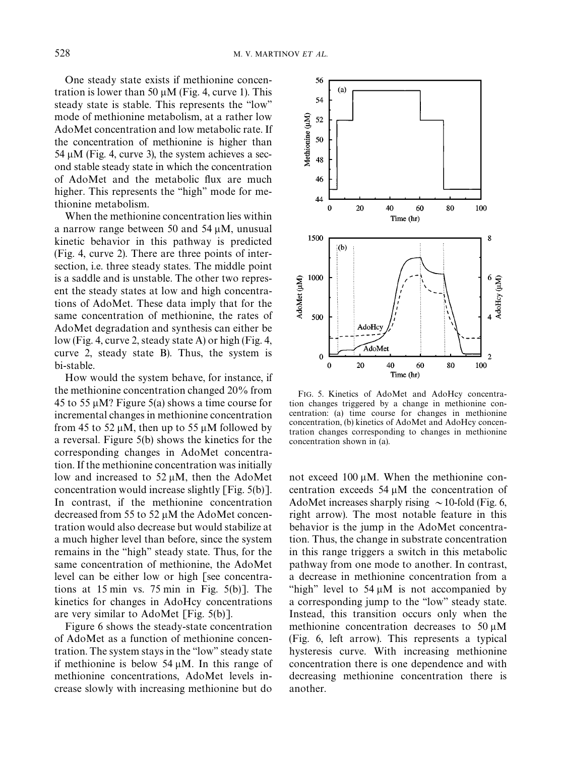One steady state exists if methionine concentration is lower than 50 μM (Fig. 4, curve 1). This steady state is stable. This represents the "low" mode of methionine metabolism, at a rather low AdoMet concentration and low metabolic rate. If the concentration of methionine is higher than 54 μM (Fig. 4, curve 3), the system achieves a second stable steady state in which the concentration of AdoMet and the metabolic flux are much higher. This represents the "high" mode for methionine metabolism.

When the methionine concentration lies within a narrow range between 50 and 54 μM, unusual kinetic behavior in this pathway is predicted (Fig. 4, curve 2). There are three points of intersection, i.e. three steady states. The middle point is a saddle and is unstable. The other two represent the steady states at low and high concentrations of AdoMet. These data imply that for the same concentration of methionine, the rates of AdoMet degradation and synthesis can either be low (Fig. 4, curve 2, steady state A) or high (Fig. 4, curve 2, steady state B). Thus, the system is bi-stable.

How would the system behave, for instance, if the methionine concentration changed 20% from 45 to 55 μM? Figure 5(a) shows a time course for incremental changes in methionine concentration from 45 to 52 μM, then up to 55 μM followed by a reversal. Figure 5(b) shows the kinetics for the corresponding changes in AdoMet concentration. If the methionine concentration was initially low and increased to 52 μM, then the AdoMet concentration would increase slightly [Fig. 5(b)]. In contrast, if the methionine concentration decreased from 55 to 52 μM the AdoMet concentration would also decrease but would stabilize at a much higher level than before, since the system remains in the "high" steady state. Thus, for the same concentration of methionine, the AdoMet level can be either low or high [see concentrations at 15 min vs. 75 min in Fig. 5(b)]. The kinetics for changes in AdoHcy concentrations are very similar to AdoMet [Fig. 5(b)].

Figure 6 shows the steady-state concentration of AdoMet as a function of methionine concentration. The system stays in the "low" steady state if methionine is below 54 μM. In this range of methionine concentrations, AdoMet levels increase slowly with increasing methionine but do not exceed 100 μM. When the methionine concentration exceeds 54 μM the concentration of AdoMet increases sharply rising ~10-fold (Fig. 6, right arrow). The most notable feature in this behavior is the jump in the AdoMet concentration. Thus, the change in substrate concentration in this range triggers a switch in this metabolic pathway from one mode to another. In contrast, a decrease in methionine concentration from a "high" level to 54 μM is not accompanied by a corresponding jump to the "low" steady state. Instead, this transition occurs only when the methionine concentration decreases to 50 μM (Fig. 6, left arrow). This represents a typical hysteresis curve. With increasing methionine concentration there is one dependence and with decreasing methionine concentration there is another.

FIG. 5. Kinetics of AdoMet and AdoHcy concentration changes triggered by a change in methionine concentration: (a) time course for changes in methionine concentration, (b) kinetics of AdoMet and AdoHcy concentration changes corresponding to changes in methionine concentration shown in (a).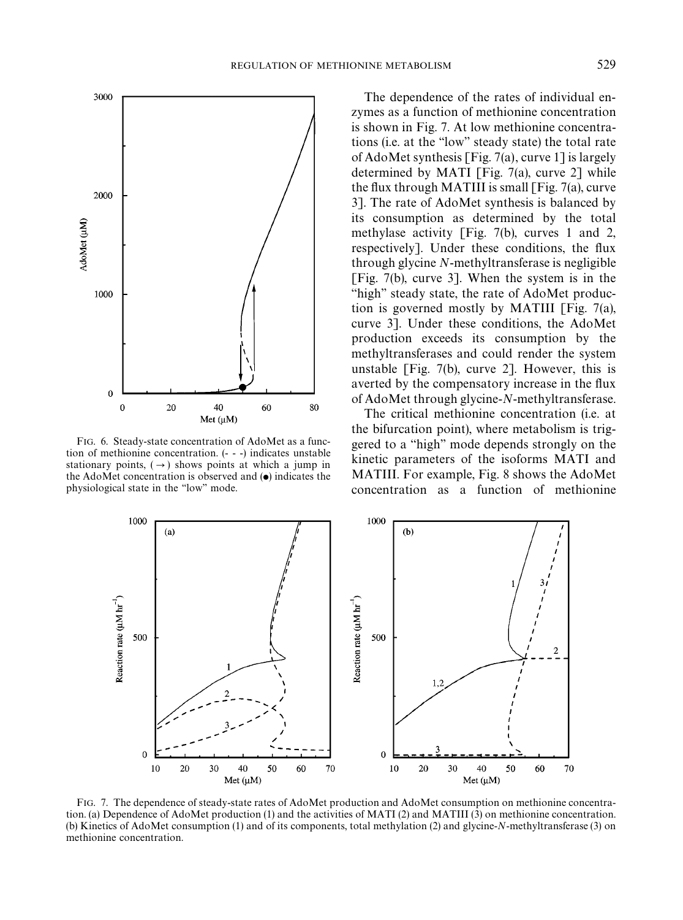FIG. 6. Steady-state concentration of AdoMet as a function of methionine concentration. (- - -) indicates unstable stationary points, (→) shows points at which a jump in the AdoMet concentration is observed and (●) indicates the physiological state in the "low" mode.

The dependence of the rates of individual enzymes as a function of methionine concentration is shown in Fig. 7. At low methionine concentrations (i.e. at the "low" steady state) the total rate of AdoMet synthesis [Fig. 7(a), curve 1] is largely determined by MATI [Fig. 7(a), curve 2] while the flux through MATIII is small [Fig. 7(a), curve 3]. The rate of AdoMet synthesis is balanced by its consumption as determined by the total methylase activity [Fig. 7(b), curves 1 and 2, respectively]. Under these conditions, the flux through glycine *N*-methyltransferase is negligible [Fig. 7(b), curve 3]. When the system is in the "high" steady state, the rate of AdoMet production is governed mostly by MATIII [Fig. 7(a), curve 3]. Under these conditions, the AdoMet production exceeds its consumption by the methyltransferases and could render the system unstable [Fig. 7(b), curve 2]. However, this is averted by the compensatory increase in the flux of AdoMet through glycine-*N*-methyltransferase.

The critical methionine concentration (i.e. at the bifurcation point), where metabolism is triggered to a "high" mode depends strongly on the kinetic parameters of the isoforms MATI and MATIII. For example, Fig. 8 shows the AdoMet concentration as a function of methionine

FIG. 7. The dependence of steady-state rates of AdoMet production and AdoMet consumption on methionine concentration. (a) Dependence of AdoMet production (1) and the activities of MATI (2) and MATIII (3) on methionine concentration. (b) Kinetics of AdoMet consumption (1) and of its components, total methylation (2) and glycine-*N*-methyltransferase (3) on methionine concentration.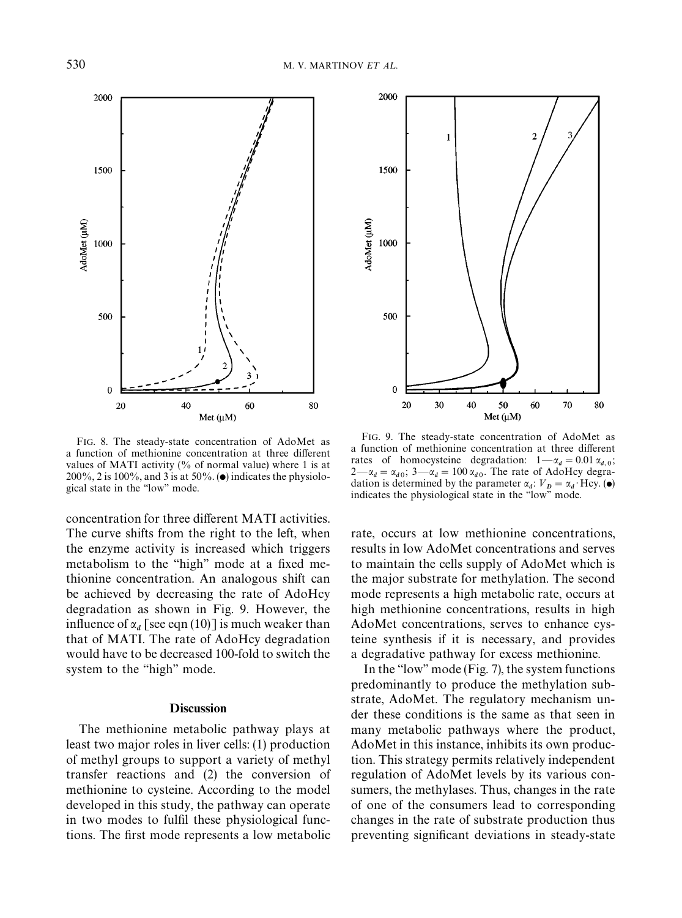FIG. 8. The steady-state concentration of AdoMet as a function of methionine concentration at three different values of MATI activity (% of normal value) where 1 is at 200%, 2 is 100%, and 3 is at 50%. (●) indicates the physiological state in the "low" mode.

FIG. 9. The steady-state concentration of AdoMet as a function of methionine concentration at three different rates of homocysteine degradation: 1—$\alpha_d = 0.01\,\alpha_{d,0}$; 2—$\alpha_d = \alpha_{d0}$; 3—$\alpha_d = 100\,\alpha_{d0}$. The rate of AdoHcy degradation is determined by the parameter $\alpha_d$: $V_D = \alpha_d \cdot \text{Hcy}$. (●) indicates the physiological state in the "low" mode.

concentration for three different MATI activities. The curve shifts from the right to the left, when the enzyme activity is increased which triggers metabolism to the "high" mode at a fixed methionine concentration. An analogous shift can be achieved by decreasing the rate of AdoHcy degradation as shown in Fig. 9. However, the influence of $\alpha_d$ [see eqn (10)] is much weaker than that of MATI. The rate of AdoHcy degradation would have to be decreased 100-fold to switch the system to the "high" mode.

## Discussion

The methionine metabolic pathway plays at least two major roles in liver cells: (1) production of methyl groups to support a variety of methyl transfer reactions and (2) the conversion of methionine to cysteine. According to the model developed in this study, the pathway can operate in two modes to fulfil these physiological functions. The first mode represents a low metabolic rate, occurs at low methionine concentrations, results in low AdoMet concentrations and serves to maintain the cells supply of AdoMet which is the major substrate for methylation. The second mode represents a high metabolic rate, occurs at high methionine concentrations, results in high AdoMet concentrations, serves to enhance cysteine synthesis if it is necessary, and provides a degradative pathway for excess methionine.

In the "low" mode (Fig. 7), the system functions predominantly to produce the methylation substrate, AdoMet. The regulatory mechanism under these conditions is the same as that seen in many metabolic pathways where the product, AdoMet in this instance, inhibits its own production. This strategy permits relatively independent regulation of AdoMet levels by its various consumers, the methylases. Thus, changes in the rate of one of the consumers lead to corresponding changes in the rate of substrate production thus preventing significant deviations in steady-state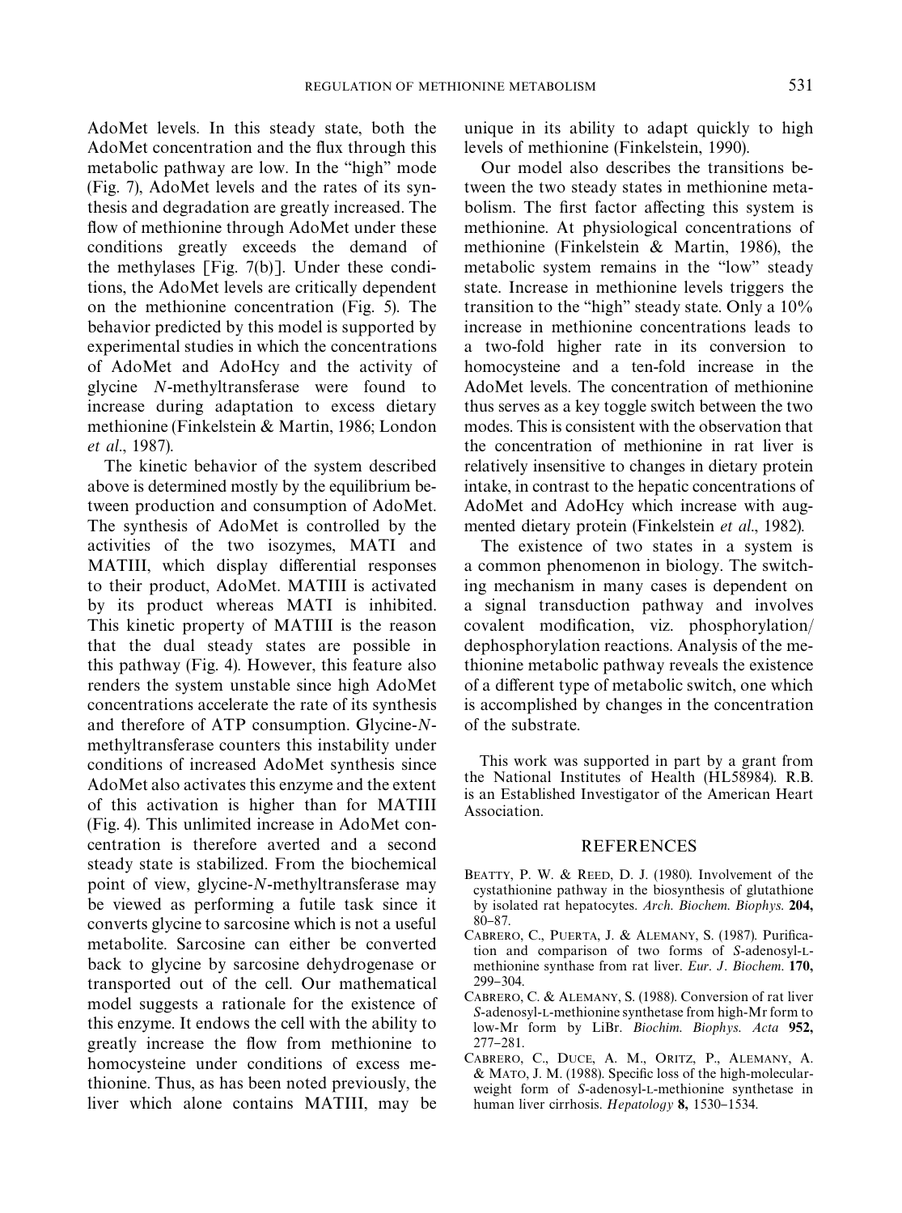AdoMet levels. In this steady state, both the AdoMet concentration and the flux through this metabolic pathway are low. In the "high" mode (Fig. 7), AdoMet levels and the rates of its synthesis and degradation are greatly increased. The flow of methionine through AdoMet under these conditions greatly exceeds the demand of the methylases [Fig. 7(b)]. Under these conditions, the AdoMet levels are critically dependent on the methionine concentration (Fig. 5). The behavior predicted by this model is supported by experimental studies in which the concentrations of AdoMet and AdoHcy and the activity of glycine *N*-methyltransferase were found to increase during adaptation to excess dietary methionine (Finkelstein & Martin, 1986; London *et al*., 1987).

The kinetic behavior of the system described above is determined mostly by the equilibrium between production and consumption of AdoMet. The synthesis of AdoMet is controlled by the activities of the two isozymes, MATI and MATIII, which display differential responses to their product, AdoMet. MATIII is activated by its product whereas MATI is inhibited. This kinetic property of MATIII is the reason that the dual steady states are possible in this pathway (Fig. 4). However, this feature also renders the system unstable since high AdoMet concentrations accelerate the rate of its synthesis and therefore of ATP consumption. Glycine-*N*-methyltransferase counters this instability under conditions of increased AdoMet synthesis since AdoMet also activates this enzyme and the extent of this activation is higher than for MATIII (Fig. 4). This unlimited increase in AdoMet concentration is therefore averted and a second steady state is stabilized. From the biochemical point of view, glycine-*N*-methyltransferase may be viewed as performing a futile task since it converts glycine to sarcosine which is not a useful metabolite. Sarcosine can either be converted back to glycine by sarcosine dehydrogenase or transported out of the cell. Our mathematical model suggests a rationale for the existence of this enzyme. It endows the cell with the ability to greatly increase the flow from methionine to homocysteine under conditions of excess methionine. Thus, as has been noted previously, the liver which alone contains MATIII, may be unique in its ability to adapt quickly to high levels of methionine (Finkelstein, 1990).

Our model also describes the transitions between the two steady states in methionine metabolism. The first factor affecting this system is methionine. At physiological concentrations of methionine (Finkelstein & Martin, 1986), the metabolic system remains in the "low" steady state. Increase in methionine levels triggers the transition to the "high" steady state. Only a 10% increase in methionine concentrations leads to a two-fold higher rate in its conversion to homocysteine and a ten-fold increase in the AdoMet levels. The concentration of methionine thus serves as a key toggle switch between the two modes. This is consistent with the observation that the concentration of methionine in rat liver is relatively insensitive to changes in dietary protein intake, in contrast to the hepatic concentrations of AdoMet and AdoHcy which increase with augmented dietary protein (Finkelstein *et al*., 1982).

The existence of two states in a system is a common phenomenon in biology. The switching mechanism in many cases is dependent on a signal transduction pathway and involves covalent modification, viz. phosphorylation/dephosphorylation reactions. Analysis of the methionine metabolic pathway reveals the existence of a different type of metabolic switch, one which is accomplished by changes in the concentration of the substrate.

This work was supported in part by a grant from the National Institutes of Health (HL58984). R.B. is an Established Investigator of the American Heart Association.

## REFERENCES

Beatty, P. W. & Reed, D. J. (1980). Involvement of the cystathionine pathway in the biosynthesis of glutathione by isolated rat hepatocytes. *Arch. Biochem. Biophys.* **204,** 80–87.

Cabrero, C., Puerta, J. & Alemany, S. (1987). Purification and comparison of two forms of *S*-adenosyl-L-methionine synthase from rat liver. *Eur. J. Biochem.* **170,** 299–304.

Cabrero, C. & Alemany, S. (1988). Conversion of rat liver *S*-adenosyl-L-methionine synthetase from high-Mr form to low-Mr form by LiBr. *Biochim. Biophys. Acta* **952,** 277–281.

Cabrero, C., Duce, A. M., Oritz, P., Alemany, A. & Mato, J. M. (1988). Specific loss of the high-molecular-weight form of *S*-adenosyl-L-methionine synthetase in human liver cirrhosis. *Hepatology* **8,** 1530–1534.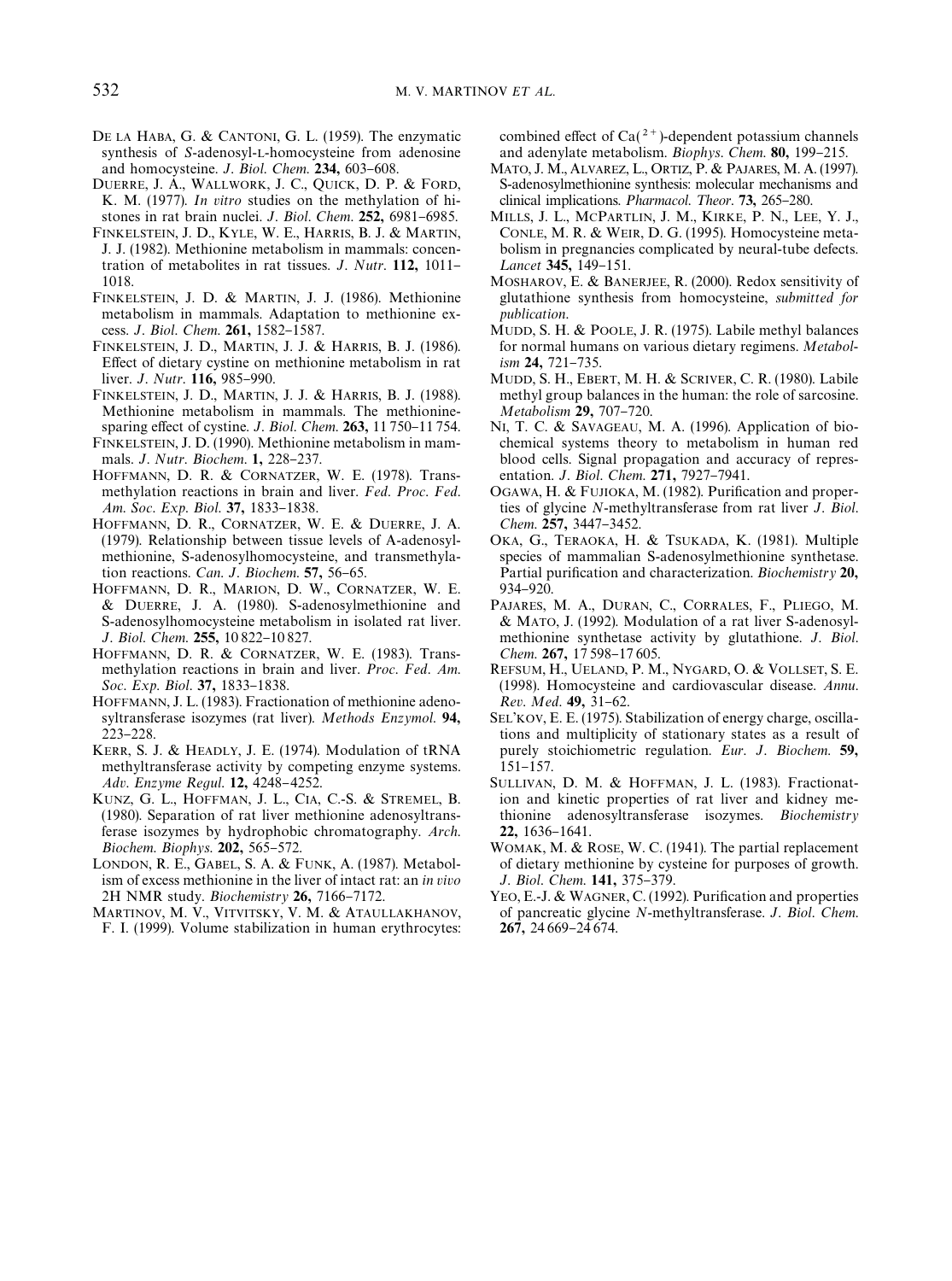De la Haba, G. & Cantoni, G. L. (1959). The enzymatic synthesis of *S*-adenosyl-L-homocysteine from adenosine and homocysteine. *J. Biol. Chem.* **234,** 603–608.

Duerre, J. A., Wallwork, J. C., Quick, D. P. & Ford, K. M. (1977). *In vitro* studies on the methylation of histones in rat brain nuclei. *J. Biol. Chem.* **252,** 6981–6985.

Finkelstein, J. D., Kyle, W. E., Harris, B. J. & Martin, J. J. (1982). Methionine metabolism in mammals: concentration of metabolites in rat tissues. *J. Nutr.* **112,** 1011–1018.

Finkelstein, J. D. & Martin, J. J. (1986). Methionine metabolism in mammals. Adaptation to methionine excess. *J. Biol. Chem.* **261,** 1582–1587.

Finkelstein, J. D., Martin, J. J. & Harris, B. J. (1986). Effect of dietary cystine on methionine metabolism in rat liver. *J. Nutr.* **116,** 985–990.

Finkelstein, J. D., Martin, J. J. & Harris, B. J. (1988). Methionine metabolism in mammals. The methionine-sparing effect of cystine. *J. Biol. Chem.* **263,** 11 750–11 754.

Finkelstein, J. D. (1990). Methionine metabolism in mammals. *J. Nutr. Biochem.* **1,** 228–237.

Hoffmann, D. R. & Cornatzer, W. E. (1978). Transmethylation reactions in brain and liver. *Fed. Proc. Fed. Am. Soc. Exp. Biol.* **37,** 1833–1838.

Hoffmann, D. R., Cornatzer, W. E. & Duerre, J. A. (1979). Relationship between tissue levels of A-adenosylmethionine, S-adenosylhomocysteine, and transmethylation reactions. *Can. J. Biochem.* **57,** 56–65.

Hoffmann, D. R., Marion, D. W., Cornatzer, W. E. & Duerre, J. A. (1980). S-adenosylmethionine and S-adenosylhomocysteine metabolism in isolated rat liver. *J. Biol. Chem.* **255,** 10 822–10 827.

Hoffmann, D. R. & Cornatzer, W. E. (1983). Transmethylation reactions in brain and liver. *Proc. Fed. Am. Soc. Exp. Biol.* **37,** 1833–1838.

Hoffmann, J. L. (1983). Fractionation of methionine adenosyltransferase isozymes (rat liver). *Methods Enzymol.* **94,** 223–228.

Kerr, S. J. & Headly, J. E. (1974). Modulation of tRNA methyltransferase activity by competing enzyme systems. *Adv. Enzyme Regul.* **12,** 4248–4252.

Kunz, G. L., Hoffman, J. L., Cia, C.-S. & Stremel, B. (1980). Separation of rat liver methionine adenosyltransferase isozymes by hydrophobic chromatography. *Arch. Biochem. Biophys.* **202,** 565–572.

London, R. E., Gabel, S. A. & Funk, A. (1987). Metabolism of excess methionine in the liver of intact rat: an *in vivo* 2H NMR study. *Biochemistry* **26,** 7166–7172.

Martinov, M. V., Vitvitsky, V. M. & Ataullakhanov, F. I. (1999). Volume stabilization in human erythrocytes: combined effect of Ca($^{2+}$)-dependent potassium channels and adenylate metabolism. *Biophys. Chem.* **80,** 199–215.

Mato, J. M., Alvarez, L., Ortiz, P. & Pajares, M. A. (1997). S-adenosylmethionine synthesis: molecular mechanisms and clinical implications. *Pharmacol. Theor.* **73,** 265–280.

Mills, J. L., McPartlin, J. M., Kirke, P. N., Lee, Y. J., Conle, M. R. & Weir, D. G. (1995). Homocysteine metabolism in pregnancies complicated by neural-tube defects. *Lancet* **345,** 149–151.

Mosharov, E. & Banerjee, R. (2000). Redox sensitivity of glutathione synthesis from homocysteine, *submitted for publication*.

Mudd, S. H. & Poole, J. R. (1975). Labile methyl balances for normal humans on various dietary regimens. *Metabolism* **24,** 721–735.

Mudd, S. H., Ebert, M. H. & Scriver, C. R. (1980). Labile methyl group balances in the human: the role of sarcosine. *Metabolism* **29,** 707–720.

Ni, T. C. & Savageau, M. A. (1996). Application of biochemical systems theory to metabolism in human red blood cells. Signal propagation and accuracy of representation. *J. Biol. Chem.* **271,** 7927–7941.

Ogawa, H. & Fujioka, M. (1982). Purification and properties of glycine *N*-methyltransferase from rat liver *J. Biol. Chem.* **257,** 3447–3452.

Oka, G., Teraoka, H. & Tsukada, K. (1981). Multiple species of mammalian S-adenosylmethionine synthetase. Partial purification and characterization. *Biochemistry* **20,** 934–920.

Pajares, M. A., Duran, C., Corrales, F., Pliego, M. & Mato, J. (1992). Modulation of a rat liver S-adenosylmethionine synthetase activity by glutathione. *J. Biol. Chem.* **267,** 17 598–17 605.

Refsum, H., Ueland, P. M., Nygard, O. & Vollset, S. E. (1998). Homocysteine and cardiovascular disease. *Annu. Rev. Med.* **49,** 31–62.

Sel'kov, E. E. (1975). Stabilization of energy charge, oscillations and multiplicity of stationary states as a result of purely stoichiometric regulation. *Eur. J. Biochem.* **59,** 151–157.

Sullivan, D. M. & Hoffman, J. L. (1983). Fractionation and kinetic properties of rat liver and kidney methionine adenosyltransferase isozymes. *Biochemistry* **22,** 1636–1641.

Womak, M. & Rose, W. C. (1941). The partial replacement of dietary methionine by cysteine for purposes of growth. *J. Biol. Chem.* **141,** 375–379.

Yeo, E.-J. & Wagner, C. (1992). Purification and properties of pancreatic glycine *N*-methyltransferase. *J. Biol. Chem.* **267,** 24 669–24 674.